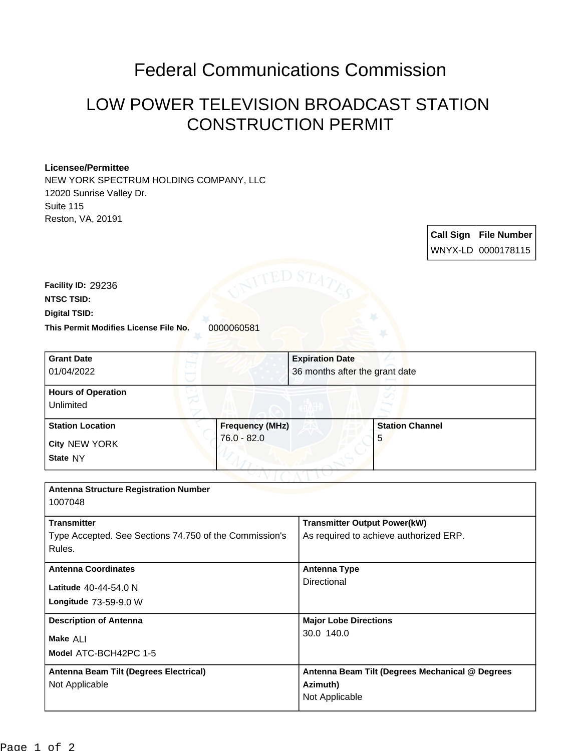# Federal Communications Commission

## LOW POWER TELEVISION BROADCAST STATION CONSTRUCTION PERMIT

**Licensee/Permittee**
NEW YORK SPECTRUM HOLDING COMPANY, LLC
12020 Sunrise Valley Dr.
Suite 115
Reston, VA, 20191

| Call Sign | File Number |
|---|---|
| WNYX-LD | 0000178115 |

**Facility ID:** 29236
**NTSC TSID:**
**Digital TSID:**
**This Permit Modifies License File No.** 0000060581

| Grant Date | Expiration Date |
|---|---|
| 01/04/2022 | 36 months after the grant date |

**Hours of Operation**
Unlimited

| Station Location | Frequency (MHz) | Station Channel |
|---|---|---|
| City NEW YORK<br>State NY | 76.0 - 82.0 | 5 |

**Antenna Structure Registration Number**
1007048

| Transmitter | Transmitter Output Power(kW) |
|---|---|
| Type Accepted. See Sections 74.750 of the Commission's Rules. | As required to achieve authorized ERP. |

| Antenna Coordinates | Antenna Type |
|---|---|
| Latitude 40-44-54.0 N<br>Longitude 73-59-9.0 W | Directional |

| Description of Antenna | Major Lobe Directions |
|---|---|
| Make ALI<br>Model ATC-BCH42PC 1-5 | 30.0 140.0 |

| Antenna Beam Tilt (Degrees Electrical) | Antenna Beam Tilt (Degrees Mechanical @ Degrees Azimuth) |
|---|---|
| Not Applicable | Not Applicable |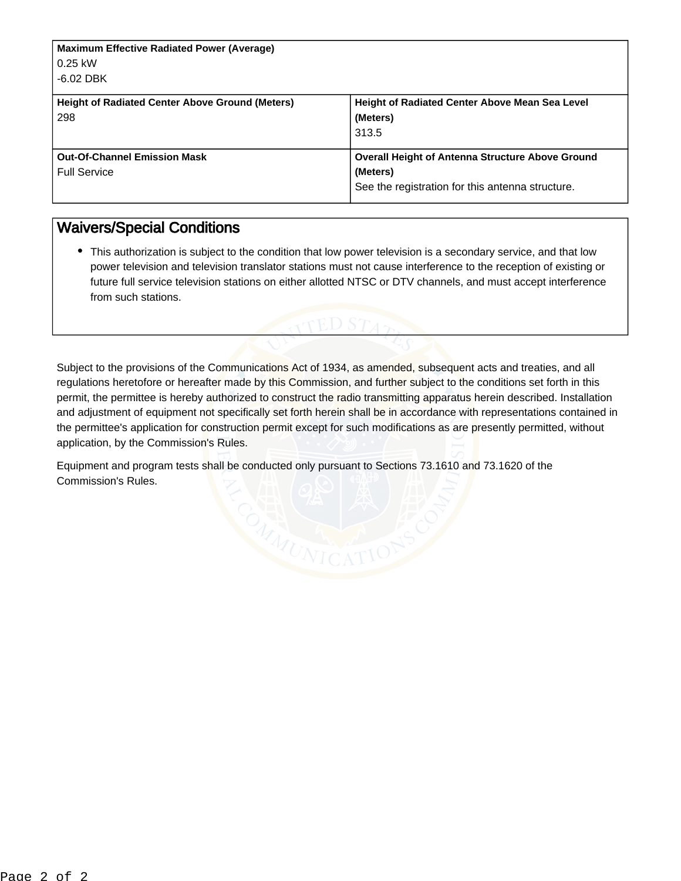| | |
|---|---|
| **Maximum Effective Radiated Power (Average)**<br>0.25 kW<br>-6.02 DBK | |
| **Height of Radiated Center Above Ground (Meters)**<br>298 | **Height of Radiated Center Above Mean Sea Level (Meters)**<br>313.5 |
| **Out-Of-Channel Emission Mask**<br>Full Service | **Overall Height of Antenna Structure Above Ground (Meters)**<br>See the registration for this antenna structure. |

## Waivers/Special Conditions

- This authorization is subject to the condition that low power television is a secondary service, and that low power television and television translator stations must not cause interference to the reception of existing or future full service television stations on either allotted NTSC or DTV channels, and must accept interference from such stations.

Subject to the provisions of the Communications Act of 1934, as amended, subsequent acts and treaties, and all regulations heretofore or hereafter made by this Commission, and further subject to the conditions set forth in this permit, the permittee is hereby authorized to construct the radio transmitting apparatus herein described. Installation and adjustment of equipment not specifically set forth herein shall be in accordance with representations contained in the permittee's application for construction permit except for such modifications as are presently permitted, without application, by the Commission's Rules.

Equipment and program tests shall be conducted only pursuant to Sections 73.1610 and 73.1620 of the Commission's Rules.